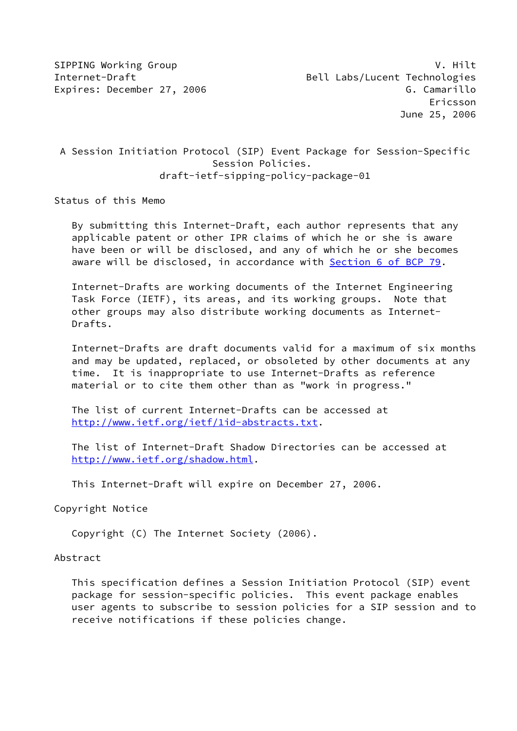SIPPING Working Group V. Hilt
Internet-Draft Bell Labs/Lucent Technologies
Expires: December 27, 2006 G. Camarillo
Ericsson
June 25, 2006

# A Session Initiation Protocol (SIP) Event Package for Session-Specific Session Policies.
draft-ietf-sipping-policy-package-01

## Status of this Memo

By submitting this Internet-Draft, each author represents that any applicable patent or other IPR claims of which he or she is aware have been or will be disclosed, and any of which he or she becomes aware will be disclosed, in accordance with Section 6 of BCP 79.

Internet-Drafts are working documents of the Internet Engineering Task Force (IETF), its areas, and its working groups. Note that other groups may also distribute working documents as Internet-Drafts.

Internet-Drafts are draft documents valid for a maximum of six months and may be updated, replaced, or obsoleted by other documents at any time. It is inappropriate to use Internet-Drafts as reference material or to cite them other than as "work in progress."

The list of current Internet-Drafts can be accessed at http://www.ietf.org/ietf/1id-abstracts.txt.

The list of Internet-Draft Shadow Directories can be accessed at http://www.ietf.org/shadow.html.

This Internet-Draft will expire on December 27, 2006.

## Copyright Notice

Copyright (C) The Internet Society (2006).

## Abstract

This specification defines a Session Initiation Protocol (SIP) event package for session-specific policies. This event package enables user agents to subscribe to session policies for a SIP session and to receive notifications if these policies change.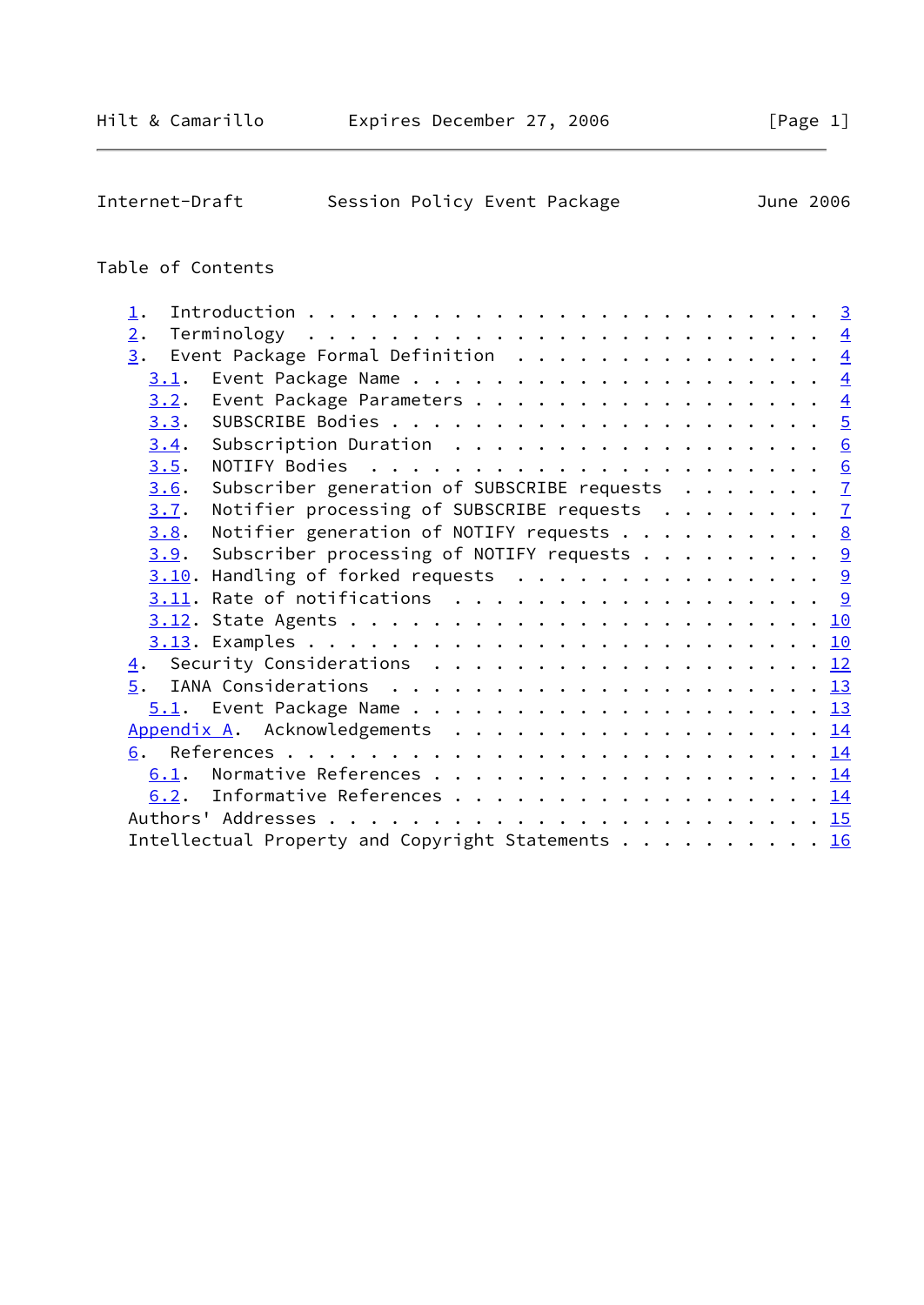Table of Contents

1. Introduction . . . . . . . . . . . . . . . . . . . . . . . . . 3
2. Terminology . . . . . . . . . . . . . . . . . . . . . . . . . 4
3. Event Package Formal Definition . . . . . . . . . . . . . . . 4
   3.1. Event Package Name . . . . . . . . . . . . . . . . . . . 4
   3.2. Event Package Parameters . . . . . . . . . . . . . . . . 4
   3.3. SUBSCRIBE Bodies . . . . . . . . . . . . . . . . . . . . 5
   3.4. Subscription Duration . . . . . . . . . . . . . . . . . . 6
   3.5. NOTIFY Bodies . . . . . . . . . . . . . . . . . . . . . . 6
   3.6. Subscriber generation of SUBSCRIBE requests . . . . . . . 7
   3.7. Notifier processing of SUBSCRIBE requests . . . . . . . . 7
   3.8. Notifier generation of NOTIFY requests . . . . . . . . . . 8
   3.9. Subscriber processing of NOTIFY requests . . . . . . . . . 9
   3.10. Handling of forked requests . . . . . . . . . . . . . . . 9
   3.11. Rate of notifications . . . . . . . . . . . . . . . . . . 9
   3.12. State Agents . . . . . . . . . . . . . . . . . . . . . . 10
   3.13. Examples . . . . . . . . . . . . . . . . . . . . . . . . 10
4. Security Considerations . . . . . . . . . . . . . . . . . . . 12
5. IANA Considerations . . . . . . . . . . . . . . . . . . . . . 13
   5.1. Event Package Name . . . . . . . . . . . . . . . . . . . 13
Appendix A. Acknowledgements . . . . . . . . . . . . . . . . . . 14
6. References . . . . . . . . . . . . . . . . . . . . . . . . . . 14
   6.1. Normative References . . . . . . . . . . . . . . . . . . 14
   6.2. Informative References . . . . . . . . . . . . . . . . . 14
Authors' Addresses . . . . . . . . . . . . . . . . . . . . . . . . 15
Intellectual Property and Copyright Statements . . . . . . . . . . 16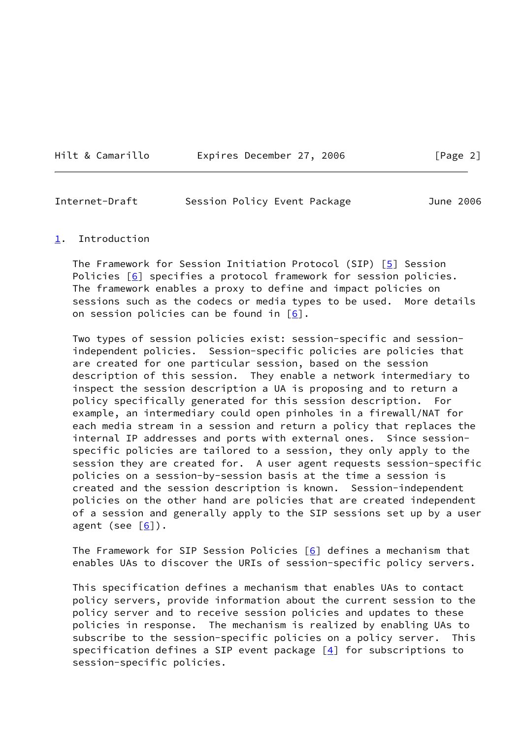## 1. Introduction

The Framework for Session Initiation Protocol (SIP) [5] Session Policies [6] specifies a protocol framework for session policies. The framework enables a proxy to define and impact policies on sessions such as the codecs or media types to be used. More details on session policies can be found in [6].

Two types of session policies exist: session-specific and session-independent policies. Session-specific policies are policies that are created for one particular session, based on the session description of this session. They enable a network intermediary to inspect the session description a UA is proposing and to return a policy specifically generated for this session description. For example, an intermediary could open pinholes in a firewall/NAT for each media stream in a session and return a policy that replaces the internal IP addresses and ports with external ones. Since session-specific policies are tailored to a session, they only apply to the session they are created for. A user agent requests session-specific policies on a session-by-session basis at the time a session is created and the session description is known. Session-independent policies on the other hand are policies that are created independent of a session and generally apply to the SIP sessions set up by a user agent (see [6]).

The Framework for SIP Session Policies [6] defines a mechanism that enables UAs to discover the URIs of session-specific policy servers.

This specification defines a mechanism that enables UAs to contact policy servers, provide information about the current session to the policy server and to receive session policies and updates to these policies in response. The mechanism is realized by enabling UAs to subscribe to the session-specific policies on a policy server. This specification defines a SIP event package [4] for subscriptions to session-specific policies.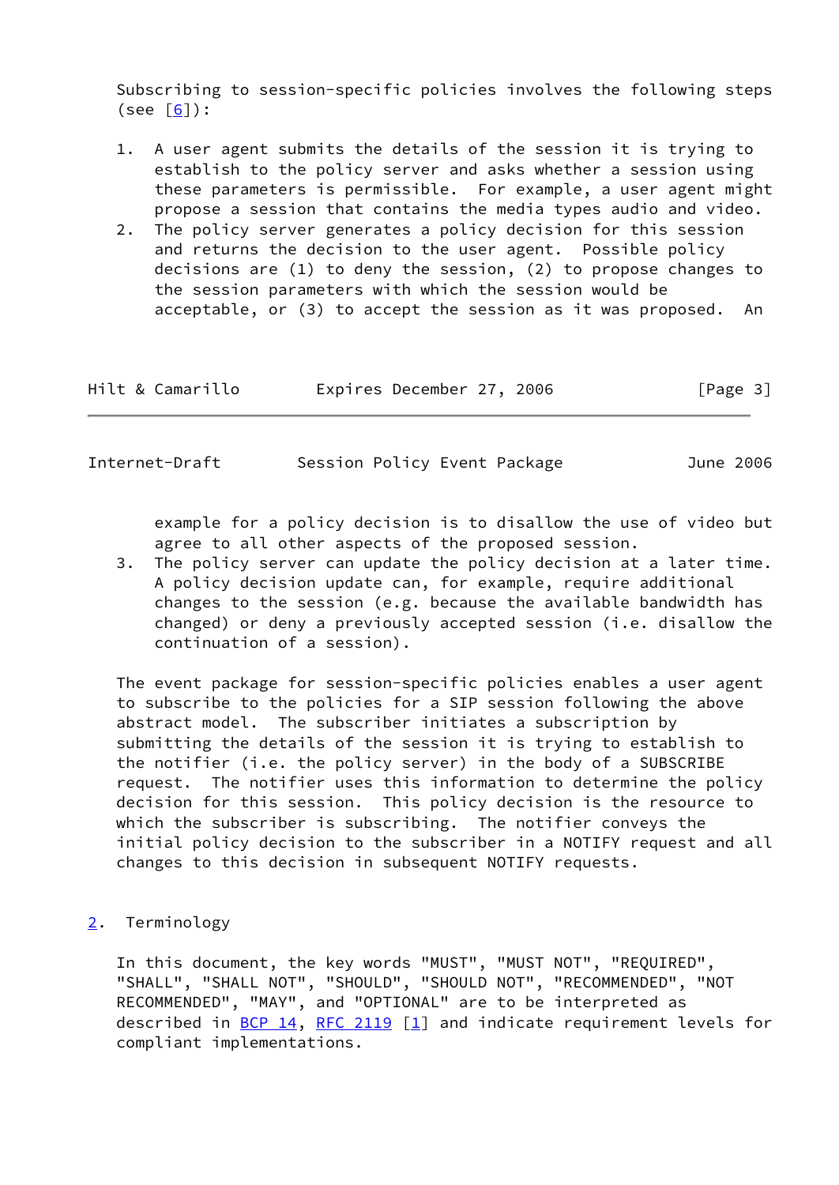Subscribing to session-specific policies involves the following steps (see [6]):

1. A user agent submits the details of the session it is trying to establish to the policy server and asks whether a session using these parameters is permissible. For example, a user agent might propose a session that contains the media types audio and video.
2. The policy server generates a policy decision for this session and returns the decision to the user agent. Possible policy decisions are (1) to deny the session, (2) to propose changes to the session parameters with which the session would be acceptable, or (3) to accept the session as it was proposed. An example for a policy decision is to disallow the use of video but agree to all other aspects of the proposed session.
3. The policy server can update the policy decision at a later time. A policy decision update can, for example, require additional changes to the session (e.g. because the available bandwidth has changed) or deny a previously accepted session (i.e. disallow the continuation of a session).

The event package for session-specific policies enables a user agent to subscribe to the policies for a SIP session following the above abstract model. The subscriber initiates a subscription by submitting the details of the session it is trying to establish to the notifier (i.e. the policy server) in the body of a SUBSCRIBE request. The notifier uses this information to determine the policy decision for this session. This policy decision is the resource to which the subscriber is subscribing. The notifier conveys the initial policy decision to the subscriber in a NOTIFY request and all changes to this decision in subsequent NOTIFY requests.

## 2. Terminology

In this document, the key words "MUST", "MUST NOT", "REQUIRED", "SHALL", "SHALL NOT", "SHOULD", "SHOULD NOT", "RECOMMENDED", "NOT RECOMMENDED", "MAY", and "OPTIONAL" are to be interpreted as described in BCP 14, RFC 2119 [1] and indicate requirement levels for compliant implementations.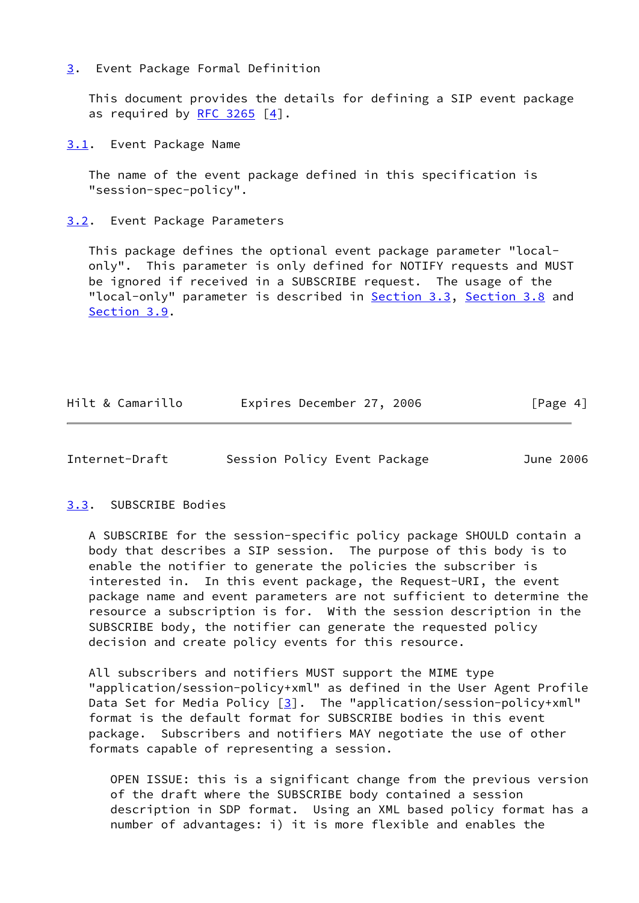## 3. Event Package Formal Definition

This document provides the details for defining a SIP event package as required by RFC 3265 [4].

### 3.1. Event Package Name

The name of the event package defined in this specification is "session-spec-policy".

### 3.2. Event Package Parameters

This package defines the optional event package parameter "local-only". This parameter is only defined for NOTIFY requests and MUST be ignored if received in a SUBSCRIBE request. The usage of the "local-only" parameter is described in Section 3.3, Section 3.8 and Section 3.9.

### 3.3. SUBSCRIBE Bodies

A SUBSCRIBE for the session-specific policy package SHOULD contain a body that describes a SIP session. The purpose of this body is to enable the notifier to generate the policies the subscriber is interested in. In this event package, the Request-URI, the event package name and event parameters are not sufficient to determine the resource a subscription is for. With the session description in the SUBSCRIBE body, the notifier can generate the requested policy decision and create policy events for this resource.

All subscribers and notifiers MUST support the MIME type "application/session-policy+xml" as defined in the User Agent Profile Data Set for Media Policy [3]. The "application/session-policy+xml" format is the default format for SUBSCRIBE bodies in this event package. Subscribers and notifiers MAY negotiate the use of other formats capable of representing a session.

> OPEN ISSUE: this is a significant change from the previous version of the draft where the SUBSCRIBE body contained a session description in SDP format. Using an XML based policy format has a number of advantages: i) it is more flexible and enables the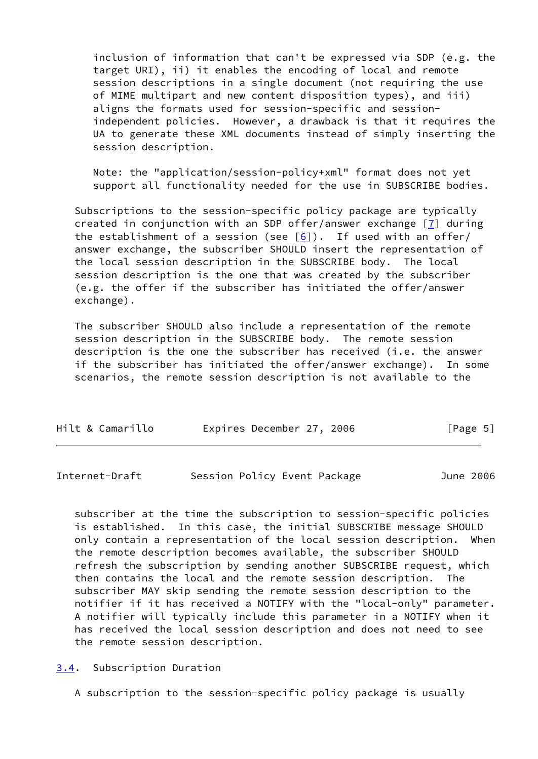inclusion of information that can't be expressed via SDP (e.g. the target URI), ii) it enables the encoding of local and remote session descriptions in a single document (not requiring the use of MIME multipart and new content disposition types), and iii) aligns the formats used for session-specific and session-independent policies. However, a drawback is that it requires the UA to generate these XML documents instead of simply inserting the session description.

Note: the "application/session-policy+xml" format does not yet support all functionality needed for the use in SUBSCRIBE bodies.

Subscriptions to the session-specific policy package are typically created in conjunction with an SDP offer/answer exchange [7] during the establishment of a session (see [6]). If used with an offer/answer exchange, the subscriber SHOULD insert the representation of the local session description in the SUBSCRIBE body. The local session description is the one that was created by the subscriber (e.g. the offer if the subscriber has initiated the offer/answer exchange).

The subscriber SHOULD also include a representation of the remote session description in the SUBSCRIBE body. The remote session description is the one the subscriber has received (i.e. the answer if the subscriber has initiated the offer/answer exchange). In some scenarios, the remote session description is not available to the subscriber at the time the subscription to session-specific policies is established. In this case, the initial SUBSCRIBE message SHOULD only contain a representation of the local session description. When the remote description becomes available, the subscriber SHOULD refresh the subscription by sending another SUBSCRIBE request, which then contains the local and the remote session description. The subscriber MAY skip sending the remote session description to the notifier if it has received a NOTIFY with the "local-only" parameter. A notifier will typically include this parameter in a NOTIFY when it has received the local session description and does not need to see the remote session description.

### 3.4. Subscription Duration

A subscription to the session-specific policy package is usually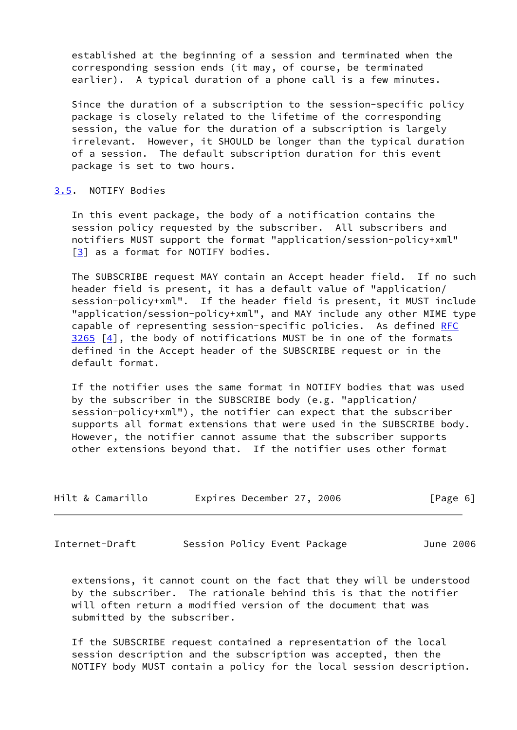established at the beginning of a session and terminated when the corresponding session ends (it may, of course, be terminated earlier). A typical duration of a phone call is a few minutes.

Since the duration of a subscription to the session-specific policy package is closely related to the lifetime of the corresponding session, the value for the duration of a subscription is largely irrelevant. However, it SHOULD be longer than the typical duration of a session. The default subscription duration for this event package is set to two hours.

### 3.5. NOTIFY Bodies

In this event package, the body of a notification contains the session policy requested by the subscriber. All subscribers and notifiers MUST support the format "application/session-policy+xml" [3] as a format for NOTIFY bodies.

The SUBSCRIBE request MAY contain an Accept header field. If no such header field is present, it has a default value of "application/session-policy+xml". If the header field is present, it MUST include "application/session-policy+xml", and MAY include any other MIME type capable of representing session-specific policies. As defined RFC 3265 [4], the body of notifications MUST be in one of the formats defined in the Accept header of the SUBSCRIBE request or in the default format.

If the notifier uses the same format in NOTIFY bodies that was used by the subscriber in the SUBSCRIBE body (e.g. "application/session-policy+xml"), the notifier can expect that the subscriber supports all format extensions that were used in the SUBSCRIBE body. However, the notifier cannot assume that the subscriber supports other extensions beyond that. If the notifier uses other format extensions, it cannot count on the fact that they will be understood by the subscriber. The rationale behind this is that the notifier will often return a modified version of the document that was submitted by the subscriber.

If the SUBSCRIBE request contained a representation of the local session description and the subscription was accepted, then the NOTIFY body MUST contain a policy for the local session description.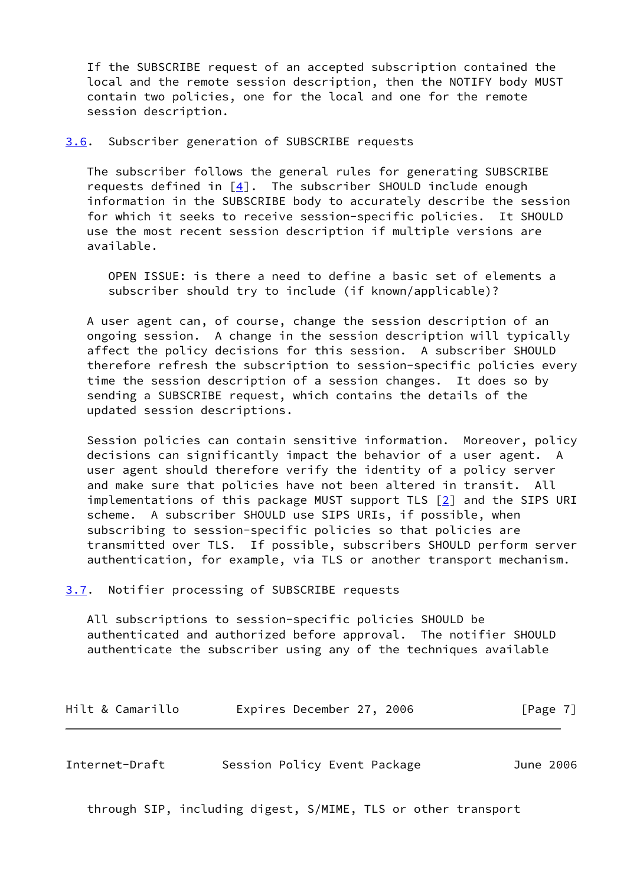If the SUBSCRIBE request of an accepted subscription contained the local and the remote session description, then the NOTIFY body MUST contain two policies, one for the local and one for the remote session description.

### 3.6. Subscriber generation of SUBSCRIBE requests

The subscriber follows the general rules for generating SUBSCRIBE requests defined in [4]. The subscriber SHOULD include enough information in the SUBSCRIBE body to accurately describe the session for which it seeks to receive session-specific policies. It SHOULD use the most recent session description if multiple versions are available.

> OPEN ISSUE: is there a need to define a basic set of elements a subscriber should try to include (if known/applicable)?

A user agent can, of course, change the session description of an ongoing session. A change in the session description will typically affect the policy decisions for this session. A subscriber SHOULD therefore refresh the subscription to session-specific policies every time the session description of a session changes. It does so by sending a SUBSCRIBE request, which contains the details of the updated session descriptions.

Session policies can contain sensitive information. Moreover, policy decisions can significantly impact the behavior of a user agent. A user agent should therefore verify the identity of a policy server and make sure that policies have not been altered in transit. All implementations of this package MUST support TLS [2] and the SIPS URI scheme. A subscriber SHOULD use SIPS URIs, if possible, when subscribing to session-specific policies so that policies are transmitted over TLS. If possible, subscribers SHOULD perform server authentication, for example, via TLS or another transport mechanism.

### 3.7. Notifier processing of SUBSCRIBE requests

All subscriptions to session-specific policies SHOULD be authenticated and authorized before approval. The notifier SHOULD authenticate the subscriber using any of the techniques available through SIP, including digest, S/MIME, TLS or other transport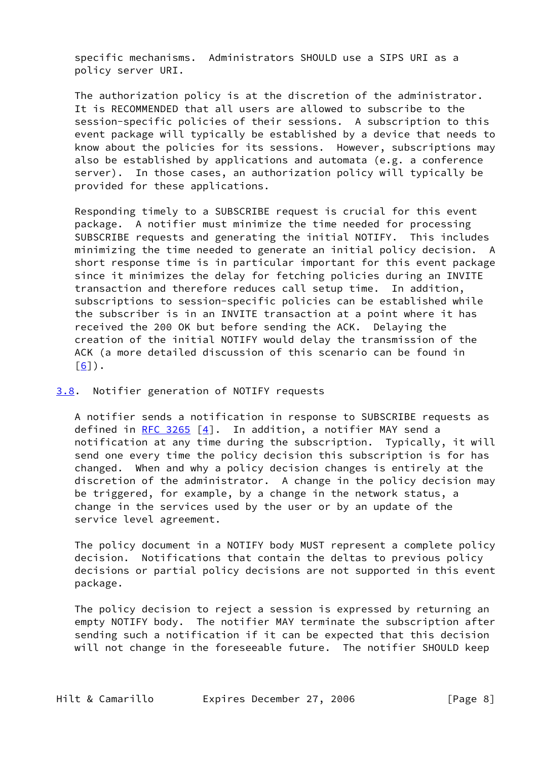specific mechanisms. Administrators SHOULD use a SIPS URI as a policy server URI.

The authorization policy is at the discretion of the administrator. It is RECOMMENDED that all users are allowed to subscribe to the session-specific policies of their sessions. A subscription to this event package will typically be established by a device that needs to know about the policies for its sessions. However, subscriptions may also be established by applications and automata (e.g. a conference server). In those cases, an authorization policy will typically be provided for these applications.

Responding timely to a SUBSCRIBE request is crucial for this event package. A notifier must minimize the time needed for processing SUBSCRIBE requests and generating the initial NOTIFY. This includes minimizing the time needed to generate an initial policy decision. A short response time is in particular important for this event package since it minimizes the delay for fetching policies during an INVITE transaction and therefore reduces call setup time. In addition, subscriptions to session-specific policies can be established while the subscriber is in an INVITE transaction at a point where it has received the 200 OK but before sending the ACK. Delaying the creation of the initial NOTIFY would delay the transmission of the ACK (a more detailed discussion of this scenario can be found in [6]).

## 3.8. Notifier generation of NOTIFY requests

A notifier sends a notification in response to SUBSCRIBE requests as defined in RFC 3265 [4]. In addition, a notifier MAY send a notification at any time during the subscription. Typically, it will send one every time the policy decision this subscription is for has changed. When and why a policy decision changes is entirely at the discretion of the administrator. A change in the policy decision may be triggered, for example, by a change in the network status, a change in the services used by the user or by an update of the service level agreement.

The policy document in a NOTIFY body MUST represent a complete policy decision. Notifications that contain the deltas to previous policy decisions or partial policy decisions are not supported in this event package.

The policy decision to reject a session is expressed by returning an empty NOTIFY body. The notifier MAY terminate the subscription after sending such a notification if it can be expected that this decision will not change in the foreseeable future. The notifier SHOULD keep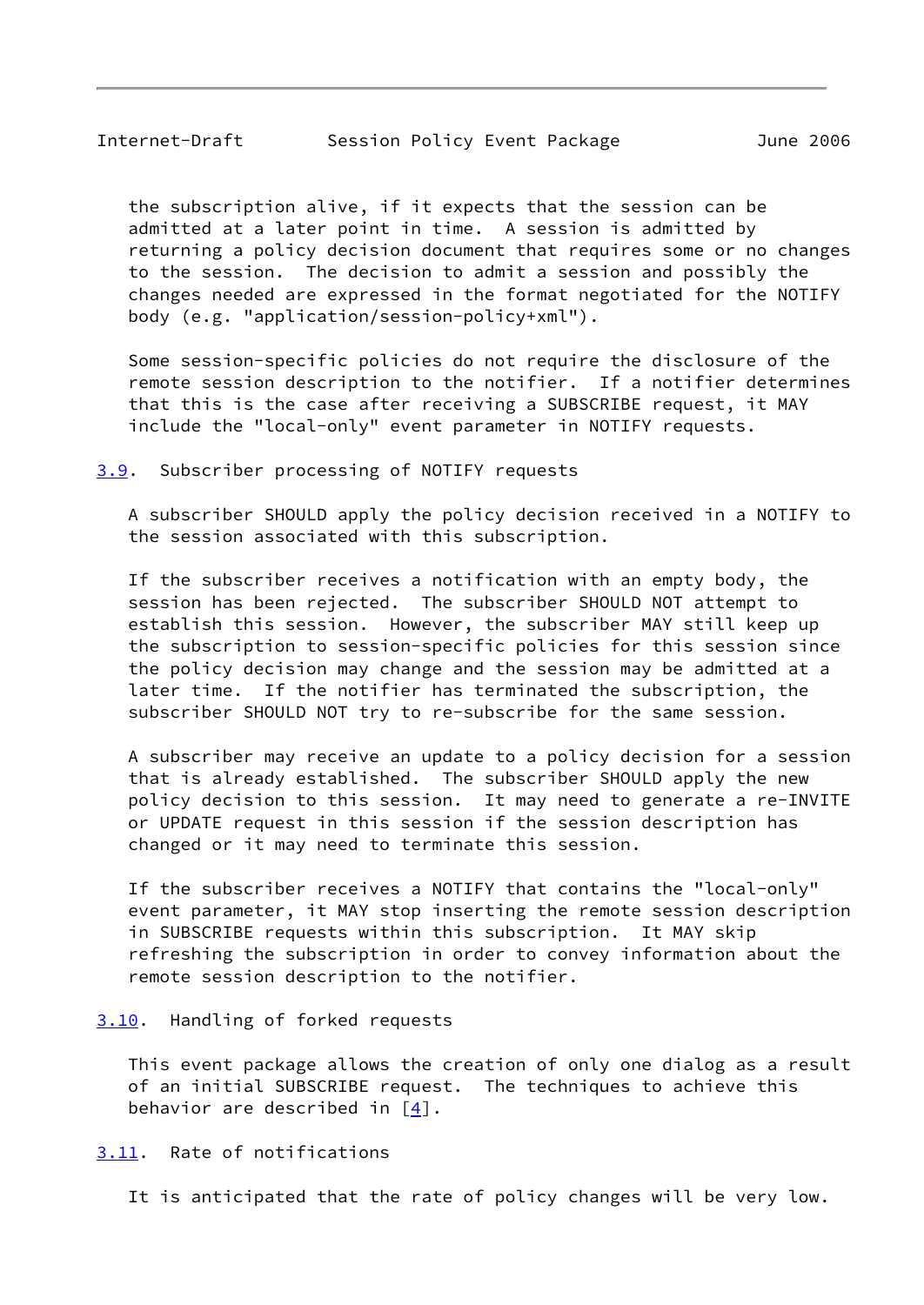the subscription alive, if it expects that the session can be admitted at a later point in time. A session is admitted by returning a policy decision document that requires some or no changes to the session. The decision to admit a session and possibly the changes needed are expressed in the format negotiated for the NOTIFY body (e.g. "application/session-policy+xml").

Some session-specific policies do not require the disclosure of the remote session description to the notifier. If a notifier determines that this is the case after receiving a SUBSCRIBE request, it MAY include the "local-only" event parameter in NOTIFY requests.

### 3.9. Subscriber processing of NOTIFY requests

A subscriber SHOULD apply the policy decision received in a NOTIFY to the session associated with this subscription.

If the subscriber receives a notification with an empty body, the session has been rejected. The subscriber SHOULD NOT attempt to establish this session. However, the subscriber MAY still keep up the subscription to session-specific policies for this session since the policy decision may change and the session may be admitted at a later time. If the notifier has terminated the subscription, the subscriber SHOULD NOT try to re-subscribe for the same session.

A subscriber may receive an update to a policy decision for a session that is already established. The subscriber SHOULD apply the new policy decision to this session. It may need to generate a re-INVITE or UPDATE request in this session if the session description has changed or it may need to terminate this session.

If the subscriber receives a NOTIFY that contains the "local-only" event parameter, it MAY stop inserting the remote session description in SUBSCRIBE requests within this subscription. It MAY skip refreshing the subscription in order to convey information about the remote session description to the notifier.

### 3.10. Handling of forked requests

This event package allows the creation of only one dialog as a result of an initial SUBSCRIBE request. The techniques to achieve this behavior are described in [4].

### 3.11. Rate of notifications

It is anticipated that the rate of policy changes will be very low.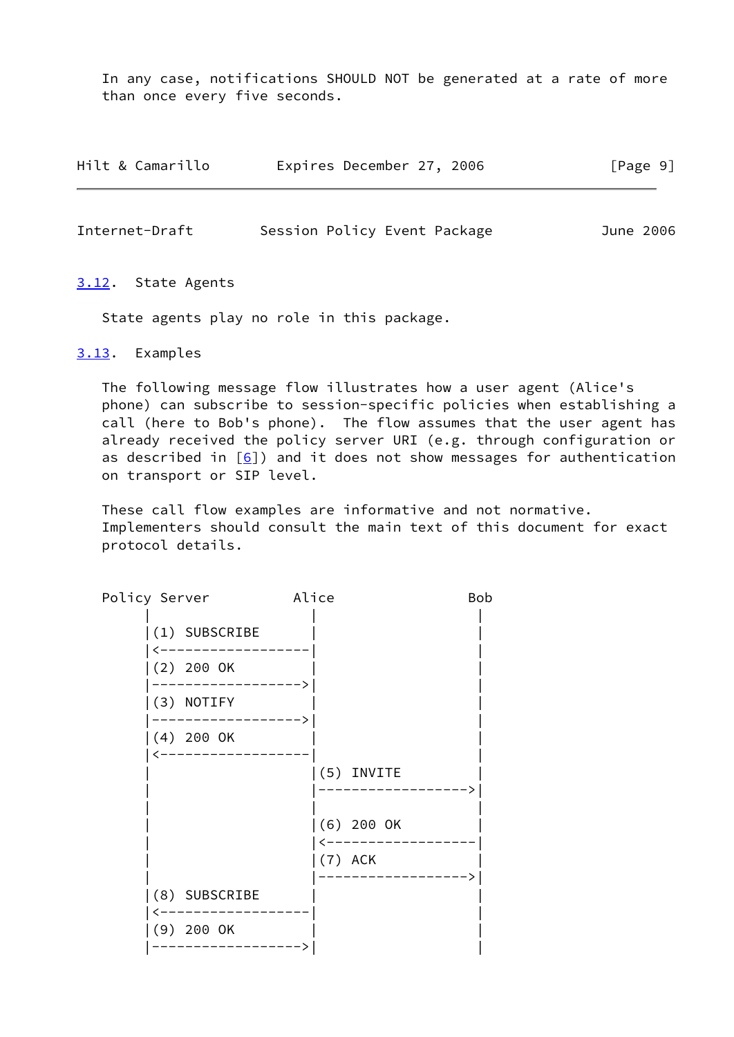In any case, notifications SHOULD NOT be generated at a rate of more than once every five seconds.

### 3.12. State Agents

State agents play no role in this package.

### 3.13. Examples

The following message flow illustrates how a user agent (Alice's phone) can subscribe to session-specific policies when establishing a call (here to Bob's phone). The flow assumes that the user agent has already received the policy server URI (e.g. through configuration or as described in [6]) and it does not show messages for authentication on transport or SIP level.

These call flow examples are informative and not normative. Implementers should consult the main text of this document for exact protocol details.

```
Policy Server         Alice               Bob
      |                 |                   |
      |(1) SUBSCRIBE    |                   |
      |<----------------|                   |
      |(2) 200 OK       |                   |
      |---------------->|                   |
      |(3) NOTIFY       |                   |
      |---------------->|                   |
      |(4) 200 OK       |                   |
      |<----------------|                   |
      |                 |(5) INVITE         |
      |                 |------------------>|
      |                 |                   |
      |                 |(6) 200 OK         |
      |                 |<------------------|
      |                 |(7) ACK            |
      |                 |------------------>|
      |(8) SUBSCRIBE    |                   |
      |<----------------|                   |
      |(9) 200 OK       |                   |
      |---------------->|                   |
```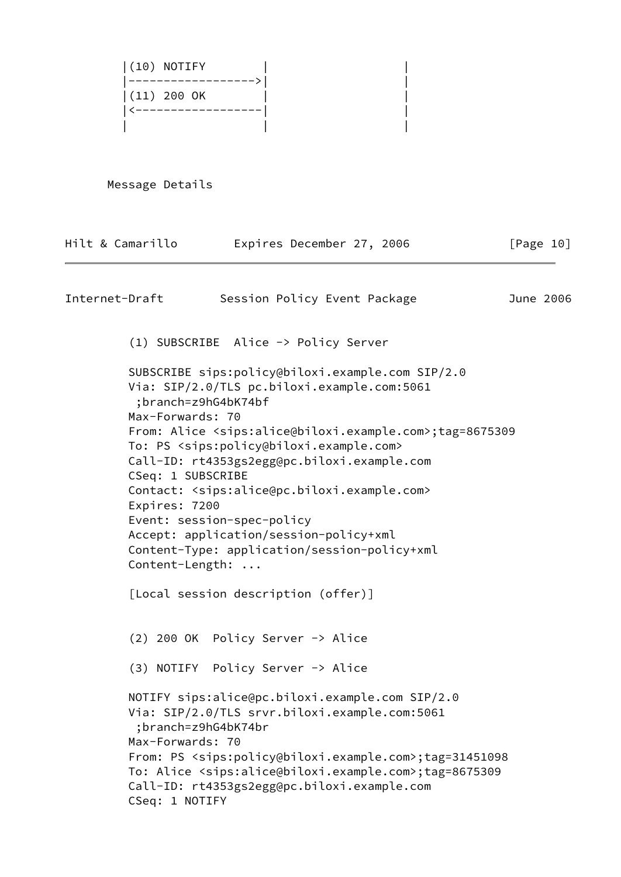```
|(10) NOTIFY        |                   |
|------------------>|                   |
|(11) 200 OK        |                   |
|<------------------|                   |
|                   |                   |
```

Message Details

(1) SUBSCRIBE Alice -> Policy Server

```
SUBSCRIBE sips:policy@biloxi.example.com SIP/2.0
Via: SIP/2.0/TLS pc.biloxi.example.com:5061
 ;branch=z9hG4bK74bf
Max-Forwards: 70
From: Alice <sips:alice@biloxi.example.com>;tag=8675309
To: PS <sips:policy@biloxi.example.com>
Call-ID: rt4353gs2egg@pc.biloxi.example.com
CSeq: 1 SUBSCRIBE
Contact: <sips:alice@pc.biloxi.example.com>
Expires: 7200
Event: session-spec-policy
Accept: application/session-policy+xml
Content-Type: application/session-policy+xml
Content-Length: ...

[Local session description (offer)]
```

(2) 200 OK Policy Server -> Alice

(3) NOTIFY Policy Server -> Alice

```
NOTIFY sips:alice@pc.biloxi.example.com SIP/2.0
Via: SIP/2.0/TLS srvr.biloxi.example.com:5061
 ;branch=z9hG4bK74br
Max-Forwards: 70
From: PS <sips:policy@biloxi.example.com>;tag=31451098
To: Alice <sips:alice@biloxi.example.com>;tag=8675309
Call-ID: rt4353gs2egg@pc.biloxi.example.com
CSeq: 1 NOTIFY
```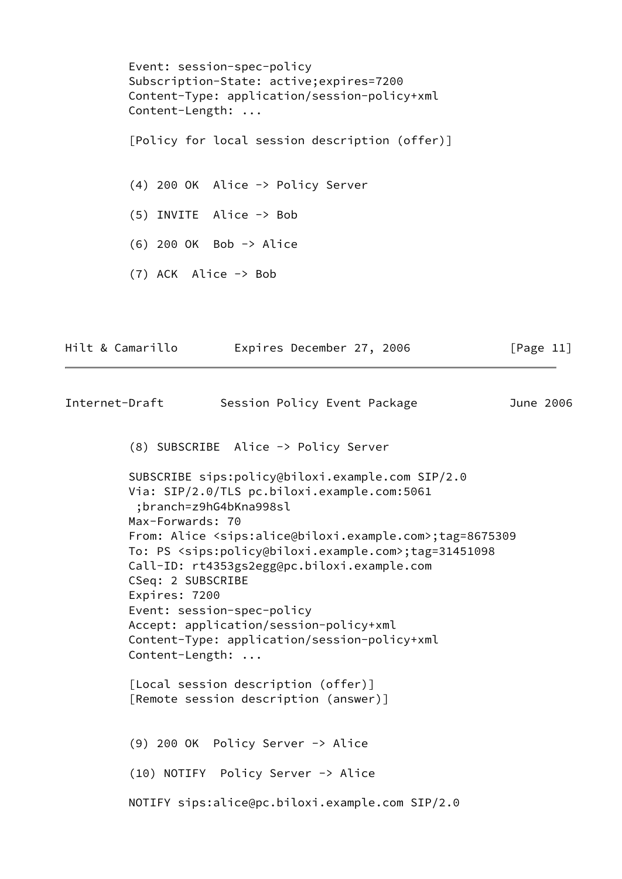```
Event: session-spec-policy
Subscription-State: active;expires=7200
Content-Type: application/session-policy+xml
Content-Length: ...

[Policy for local session description (offer)]


(4) 200 OK  Alice -> Policy Server

(5) INVITE  Alice -> Bob

(6) 200 OK  Bob -> Alice

(7) ACK  Alice -> Bob
```

```
(8) SUBSCRIBE  Alice -> Policy Server

SUBSCRIBE sips:policy@biloxi.example.com SIP/2.0
Via: SIP/2.0/TLS pc.biloxi.example.com:5061
 ;branch=z9hG4bKna998sl
Max-Forwards: 70
From: Alice <sips:alice@biloxi.example.com>;tag=8675309
To: PS <sips:policy@biloxi.example.com>;tag=31451098
Call-ID: rt4353gs2egg@pc.biloxi.example.com
CSeq: 2 SUBSCRIBE
Expires: 7200
Event: session-spec-policy
Accept: application/session-policy+xml
Content-Type: application/session-policy+xml
Content-Length: ...

[Local session description (offer)]
[Remote session description (answer)]


(9) 200 OK  Policy Server -> Alice

(10) NOTIFY  Policy Server -> Alice

NOTIFY sips:alice@pc.biloxi.example.com SIP/2.0
```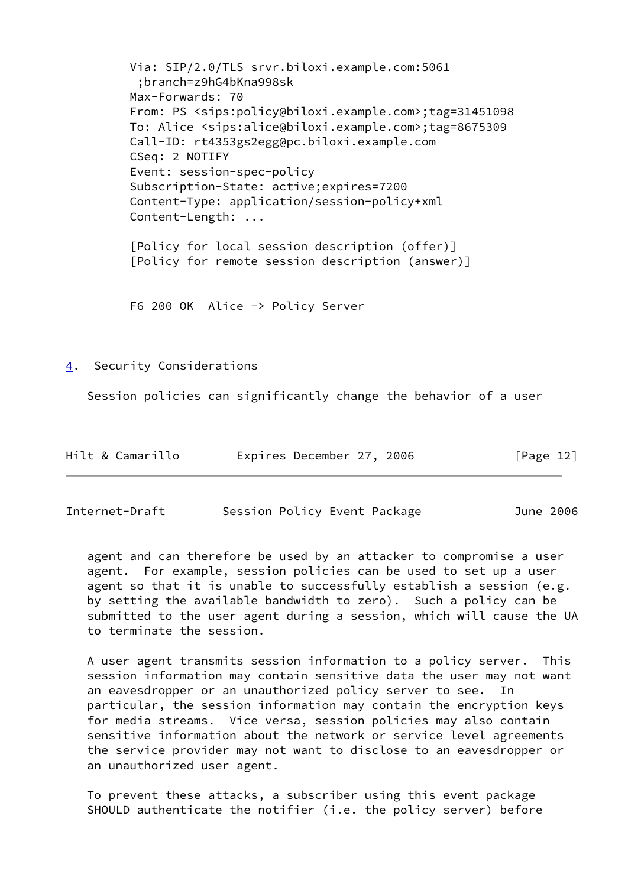```
Via: SIP/2.0/TLS srvr.biloxi.example.com:5061
 ;branch=z9hG4bKna998sk
Max-Forwards: 70
From: PS <sips:policy@biloxi.example.com>;tag=31451098
To: Alice <sips:alice@biloxi.example.com>;tag=8675309
Call-ID: rt4353gs2egg@pc.biloxi.example.com
CSeq: 2 NOTIFY
Event: session-spec-policy
Subscription-State: active;expires=7200
Content-Type: application/session-policy+xml
Content-Length: ...

[Policy for local session description (offer)]
[Policy for remote session description (answer)]


F6 200 OK  Alice -> Policy Server
```

## 4. Security Considerations

Session policies can significantly change the behavior of a user agent and can therefore be used by an attacker to compromise a user agent. For example, session policies can be used to set up a user agent so that it is unable to successfully establish a session (e.g. by setting the available bandwidth to zero). Such a policy can be submitted to the user agent during a session, which will cause the UA to terminate the session.

A user agent transmits session information to a policy server. This session information may contain sensitive data the user may not want an eavesdropper or an unauthorized policy server to see. In particular, the session information may contain the encryption keys for media streams. Vice versa, session policies may also contain sensitive information about the network or service level agreements the service provider may not want to disclose to an eavesdropper or an unauthorized user agent.

To prevent these attacks, a subscriber using this event package SHOULD authenticate the notifier (i.e. the policy server) before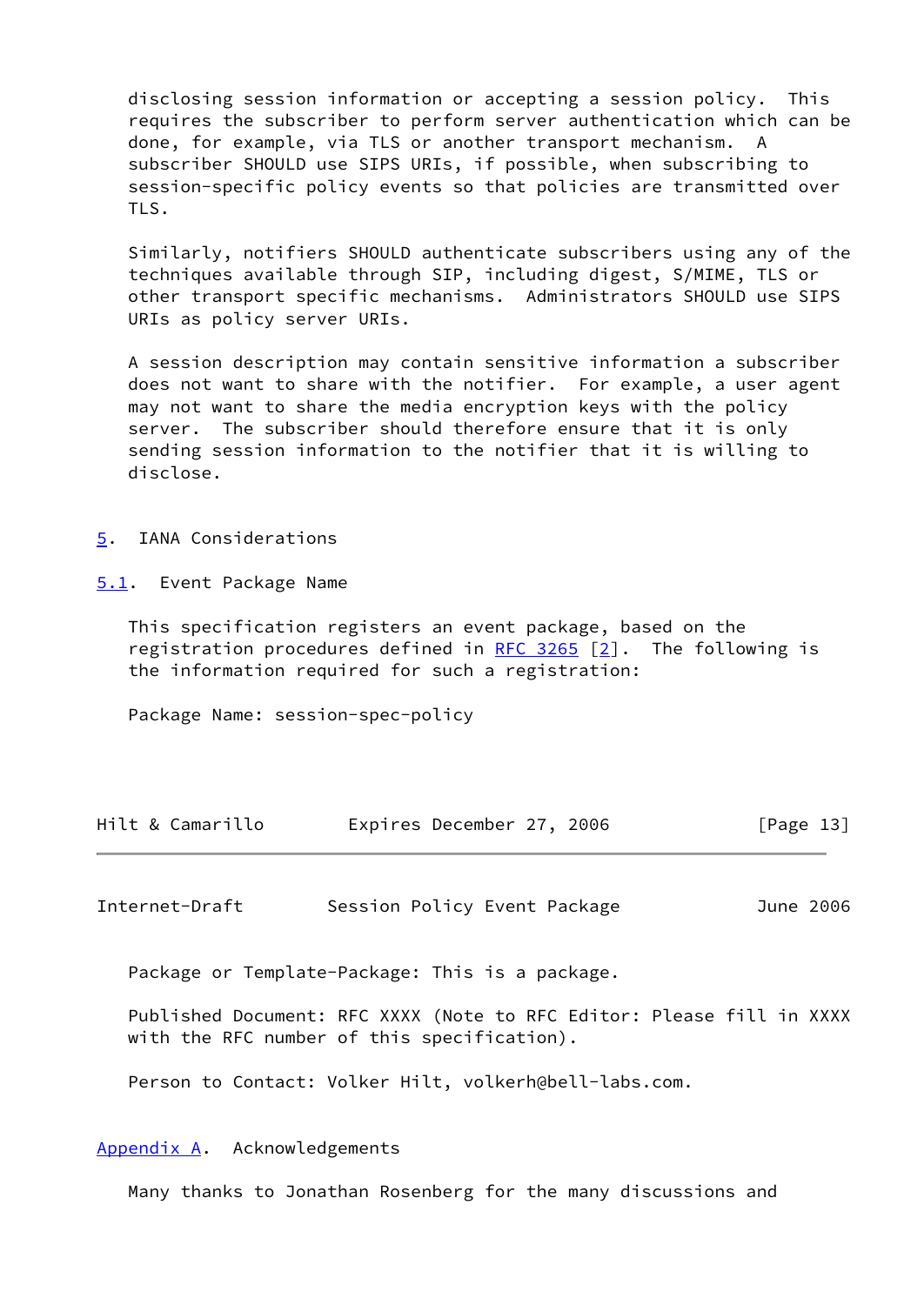disclosing session information or accepting a session policy. This requires the subscriber to perform server authentication which can be done, for example, via TLS or another transport mechanism. A subscriber SHOULD use SIPS URIs, if possible, when subscribing to session-specific policy events so that policies are transmitted over TLS.

Similarly, notifiers SHOULD authenticate subscribers using any of the techniques available through SIP, including digest, S/MIME, TLS or other transport specific mechanisms. Administrators SHOULD use SIPS URIs as policy server URIs.

A session description may contain sensitive information a subscriber does not want to share with the notifier. For example, a user agent may not want to share the media encryption keys with the policy server. The subscriber should therefore ensure that it is only sending session information to the notifier that it is willing to disclose.

## 5. IANA Considerations

### 5.1. Event Package Name

This specification registers an event package, based on the registration procedures defined in RFC 3265 [2]. The following is the information required for such a registration:

Package Name: session-spec-policy

Package or Template-Package: This is a package.

Published Document: RFC XXXX (Note to RFC Editor: Please fill in XXXX with the RFC number of this specification).

Person to Contact: Volker Hilt, volkerh@bell-labs.com.

## Appendix A. Acknowledgements

Many thanks to Jonathan Rosenberg for the many discussions and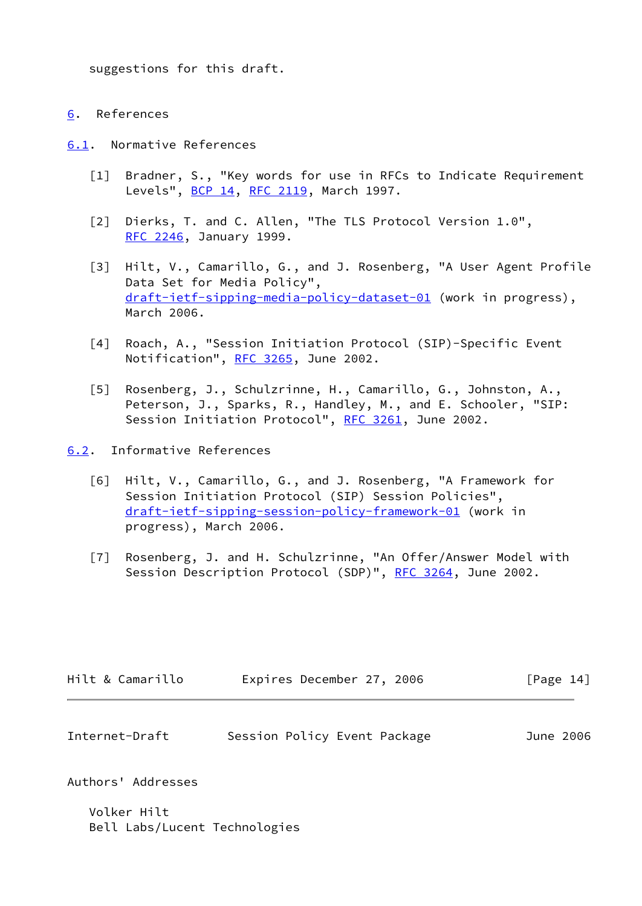suggestions for this draft.

# 6. References

## 6.1. Normative References

[1] Bradner, S., "Key words for use in RFCs to Indicate Requirement Levels", BCP 14, RFC 2119, March 1997.

[2] Dierks, T. and C. Allen, "The TLS Protocol Version 1.0", RFC 2246, January 1999.

[3] Hilt, V., Camarillo, G., and J. Rosenberg, "A User Agent Profile Data Set for Media Policy", draft-ietf-sipping-media-policy-dataset-01 (work in progress), March 2006.

[4] Roach, A., "Session Initiation Protocol (SIP)-Specific Event Notification", RFC 3265, June 2002.

[5] Rosenberg, J., Schulzrinne, H., Camarillo, G., Johnston, A., Peterson, J., Sparks, R., Handley, M., and E. Schooler, "SIP: Session Initiation Protocol", RFC 3261, June 2002.

## 6.2. Informative References

[6] Hilt, V., Camarillo, G., and J. Rosenberg, "A Framework for Session Initiation Protocol (SIP) Session Policies", draft-ietf-sipping-session-policy-framework-01 (work in progress), March 2006.

[7] Rosenberg, J. and H. Schulzrinne, "An Offer/Answer Model with Session Description Protocol (SDP)", RFC 3264, June 2002.

# Authors' Addresses

Volker Hilt
Bell Labs/Lucent Technologies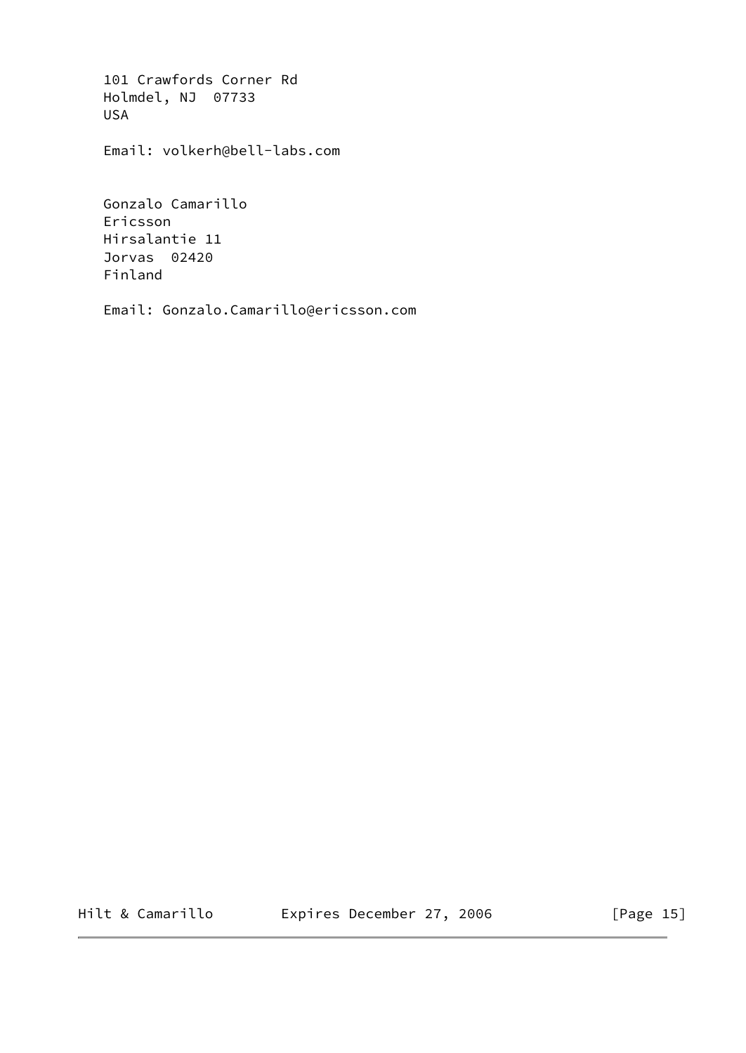101 Crawfords Corner Rd
Holmdel, NJ  07733
USA

Email: volkerh@bell-labs.com

Gonzalo Camarillo
Ericsson
Hirsalantie 11
Jorvas  02420
Finland

Email: Gonzalo.Camarillo@ericsson.com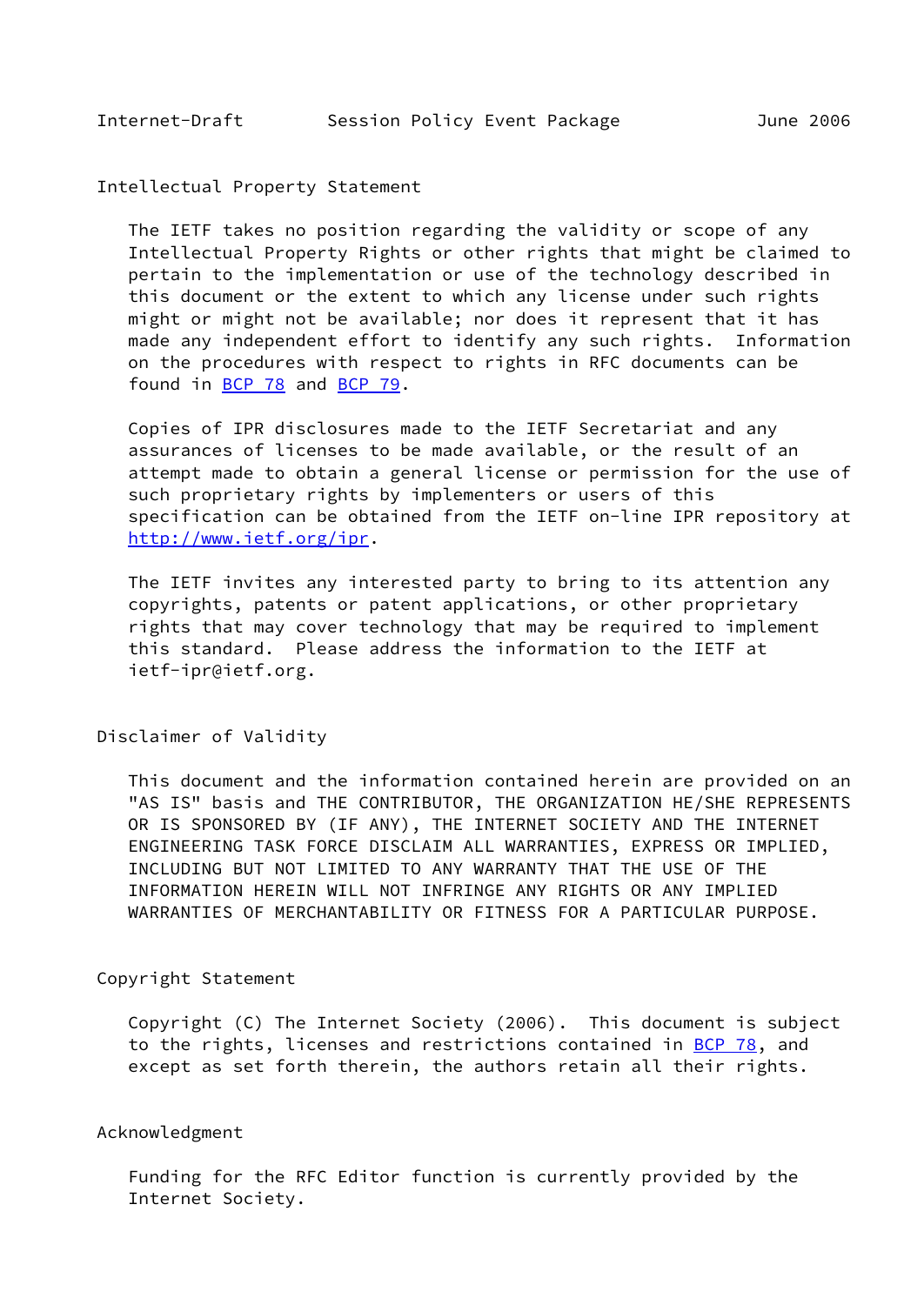## Intellectual Property Statement

The IETF takes no position regarding the validity or scope of any Intellectual Property Rights or other rights that might be claimed to pertain to the implementation or use of the technology described in this document or the extent to which any license under such rights might or might not be available; nor does it represent that it has made any independent effort to identify any such rights. Information on the procedures with respect to rights in RFC documents can be found in BCP 78 and BCP 79.

Copies of IPR disclosures made to the IETF Secretariat and any assurances of licenses to be made available, or the result of an attempt made to obtain a general license or permission for the use of such proprietary rights by implementers or users of this specification can be obtained from the IETF on-line IPR repository at http://www.ietf.org/ipr.

The IETF invites any interested party to bring to its attention any copyrights, patents or patent applications, or other proprietary rights that may cover technology that may be required to implement this standard. Please address the information to the IETF at ietf-ipr@ietf.org.

## Disclaimer of Validity

This document and the information contained herein are provided on an "AS IS" basis and THE CONTRIBUTOR, THE ORGANIZATION HE/SHE REPRESENTS OR IS SPONSORED BY (IF ANY), THE INTERNET SOCIETY AND THE INTERNET ENGINEERING TASK FORCE DISCLAIM ALL WARRANTIES, EXPRESS OR IMPLIED, INCLUDING BUT NOT LIMITED TO ANY WARRANTY THAT THE USE OF THE INFORMATION HEREIN WILL NOT INFRINGE ANY RIGHTS OR ANY IMPLIED WARRANTIES OF MERCHANTABILITY OR FITNESS FOR A PARTICULAR PURPOSE.

## Copyright Statement

Copyright (C) The Internet Society (2006). This document is subject to the rights, licenses and restrictions contained in BCP 78, and except as set forth therein, the authors retain all their rights.

## Acknowledgment

Funding for the RFC Editor function is currently provided by the Internet Society.